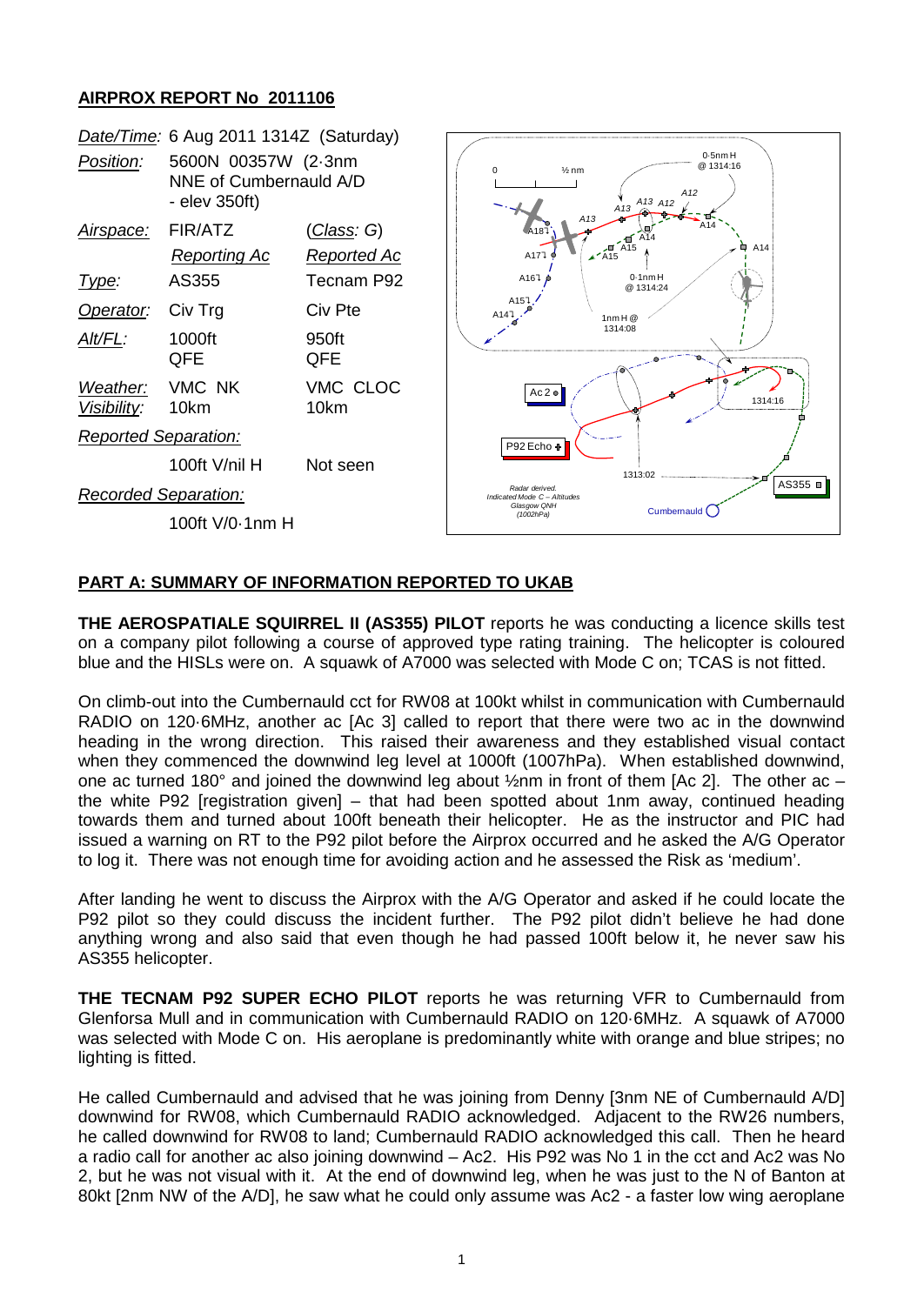## AIRPROX REPORT No 2011106

| | | |
|---|---|---|
| *Date/Time:* | 6 Aug 2011 1314Z (Saturday) | |
| *Position:* | 5600N 00357W (2·3nm NNE of Cumbernauld A/D - elev 350ft) | |
| *Airspace:* | FIR/ATZ | (*Class*: G) |
| | *Reporting Ac* | *Reported Ac* |
| *Type:* | AS355 | Tecnam P92 |
| *Operator:* | Civ Trg | Civ Pte |
| *Alt/FL:* | 1000ft QFE | 950ft QFE |
| *Weather:* | VMC NK | VMC CLOC |
| *Visibility:* | 10km | 10km |
| *Reported Separation:* | | |
| | 100ft V/nil H | Not seen |
| *Recorded Separation:* | | |
| | 100ft V/0·1nm H | |

## PART A: SUMMARY OF INFORMATION REPORTED TO UKAB

**THE AEROSPATIALE SQUIRREL II (AS355) PILOT** reports he was conducting a licence skills test on a company pilot following a course of approved type rating training. The helicopter is coloured blue and the HISLs were on. A squawk of A7000 was selected with Mode C on; TCAS is not fitted.

On climb-out into the Cumbernauld cct for RW08 at 100kt whilst in communication with Cumbernauld RADIO on 120·6MHz, another ac [Ac 3] called to report that there were two ac in the downwind heading in the wrong direction. This raised their awareness and they established visual contact when they commenced the downwind leg level at 1000ft (1007hPa). When established downwind, one ac turned 180° and joined the downwind leg about ½nm in front of them [Ac 2]. The other ac – the white P92 [registration given] – that had been spotted about 1nm away, continued heading towards them and turned about 100ft beneath their helicopter. He as the instructor and PIC had issued a warning on RT to the P92 pilot before the Airprox occurred and he asked the A/G Operator to log it. There was not enough time for avoiding action and he assessed the Risk as 'medium'.

After landing he went to discuss the Airprox with the A/G Operator and asked if he could locate the P92 pilot so they could discuss the incident further. The P92 pilot didn't believe he had done anything wrong and also said that even though he had passed 100ft below it, he never saw his AS355 helicopter.

**THE TECNAM P92 SUPER ECHO PILOT** reports he was returning VFR to Cumbernauld from Glenforsa Mull and in communication with Cumbernauld RADIO on 120·6MHz. A squawk of A7000 was selected with Mode C on. His aeroplane is predominantly white with orange and blue stripes; no lighting is fitted.

He called Cumbernauld and advised that he was joining from Denny [3nm NE of Cumbernauld A/D] downwind for RW08, which Cumbernauld RADIO acknowledged. Adjacent to the RW26 numbers, he called downwind for RW08 to land; Cumbernauld RADIO acknowledged this call. Then he heard a radio call for another ac also joining downwind – Ac2. His P92 was No 1 in the cct and Ac2 was No 2, but he was not visual with it. At the end of downwind leg, when he was just to the N of Banton at 80kt [2nm NW of the A/D], he saw what he could only assume was Ac2 - a faster low wing aeroplane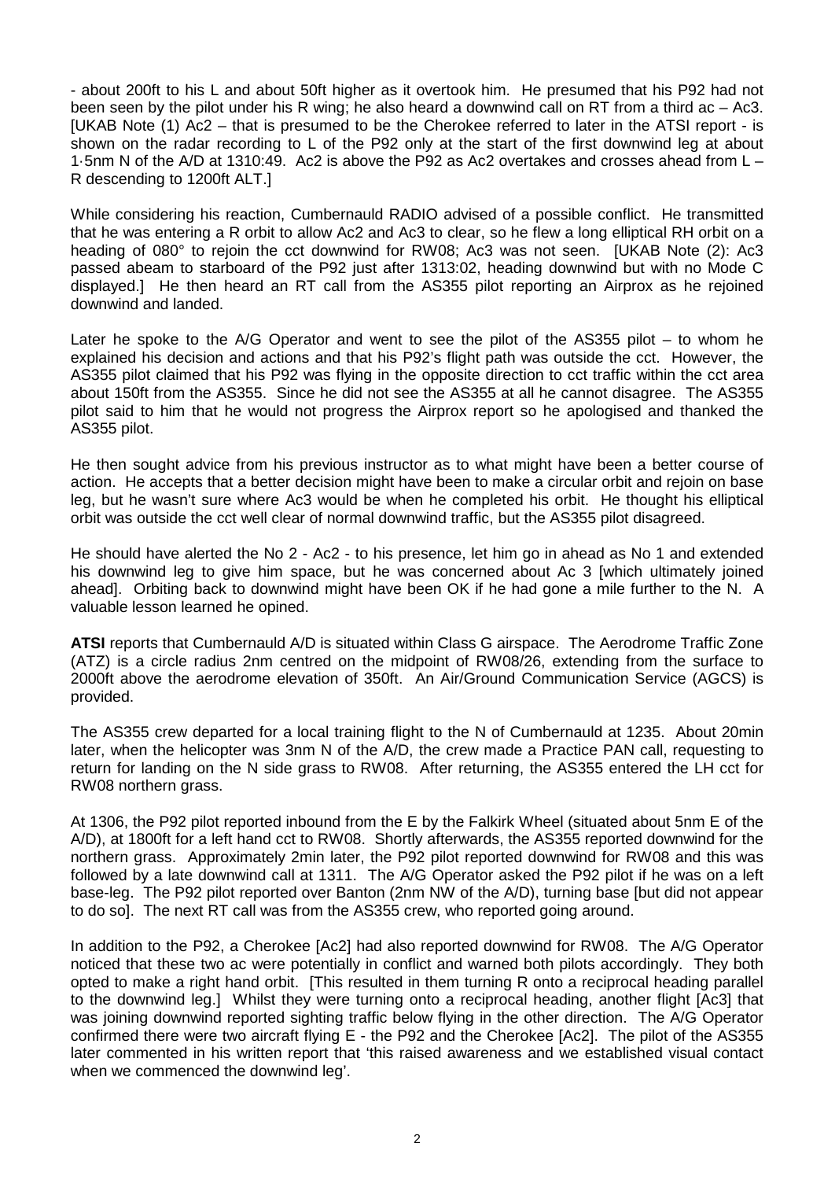- about 200ft to his L and about 50ft higher as it overtook him. He presumed that his P92 had not been seen by the pilot under his R wing; he also heard a downwind call on RT from a third ac – Ac3. [UKAB Note (1) Ac2 – that is presumed to be the Cherokee referred to later in the ATSI report - is shown on the radar recording to L of the P92 only at the start of the first downwind leg at about 1·5nm N of the A/D at 1310:49. Ac2 is above the P92 as Ac2 overtakes and crosses ahead from L – R descending to 1200ft ALT.]

While considering his reaction, Cumbernauld RADIO advised of a possible conflict. He transmitted that he was entering a R orbit to allow Ac2 and Ac3 to clear, so he flew a long elliptical RH orbit on a heading of 080° to rejoin the cct downwind for RW08; Ac3 was not seen. [UKAB Note (2): Ac3 passed abeam to starboard of the P92 just after 1313:02, heading downwind but with no Mode C displayed.] He then heard an RT call from the AS355 pilot reporting an Airprox as he rejoined downwind and landed.

Later he spoke to the A/G Operator and went to see the pilot of the AS355 pilot – to whom he explained his decision and actions and that his P92's flight path was outside the cct. However, the AS355 pilot claimed that his P92 was flying in the opposite direction to cct traffic within the cct area about 150ft from the AS355. Since he did not see the AS355 at all he cannot disagree. The AS355 pilot said to him that he would not progress the Airprox report so he apologised and thanked the AS355 pilot.

He then sought advice from his previous instructor as to what might have been a better course of action. He accepts that a better decision might have been to make a circular orbit and rejoin on base leg, but he wasn't sure where Ac3 would be when he completed his orbit. He thought his elliptical orbit was outside the cct well clear of normal downwind traffic, but the AS355 pilot disagreed.

He should have alerted the No 2 - Ac2 - to his presence, let him go in ahead as No 1 and extended his downwind leg to give him space, but he was concerned about Ac 3 [which ultimately joined ahead]. Orbiting back to downwind might have been OK if he had gone a mile further to the N. A valuable lesson learned he opined.

**ATSI** reports that Cumbernauld A/D is situated within Class G airspace. The Aerodrome Traffic Zone (ATZ) is a circle radius 2nm centred on the midpoint of RW08/26, extending from the surface to 2000ft above the aerodrome elevation of 350ft. An Air/Ground Communication Service (AGCS) is provided.

The AS355 crew departed for a local training flight to the N of Cumbernauld at 1235. About 20min later, when the helicopter was 3nm N of the A/D, the crew made a Practice PAN call, requesting to return for landing on the N side grass to RW08. After returning, the AS355 entered the LH cct for RW08 northern grass.

At 1306, the P92 pilot reported inbound from the E by the Falkirk Wheel (situated about 5nm E of the A/D), at 1800ft for a left hand cct to RW08. Shortly afterwards, the AS355 reported downwind for the northern grass. Approximately 2min later, the P92 pilot reported downwind for RW08 and this was followed by a late downwind call at 1311. The A/G Operator asked the P92 pilot if he was on a left base-leg. The P92 pilot reported over Banton (2nm NW of the A/D), turning base [but did not appear to do so]. The next RT call was from the AS355 crew, who reported going around.

In addition to the P92, a Cherokee [Ac2] had also reported downwind for RW08. The A/G Operator noticed that these two ac were potentially in conflict and warned both pilots accordingly. They both opted to make a right hand orbit. [This resulted in them turning R onto a reciprocal heading parallel to the downwind leg.] Whilst they were turning onto a reciprocal heading, another flight [Ac3] that was joining downwind reported sighting traffic below flying in the other direction. The A/G Operator confirmed there were two aircraft flying E - the P92 and the Cherokee [Ac2]. The pilot of the AS355 later commented in his written report that 'this raised awareness and we established visual contact when we commenced the downwind leg'.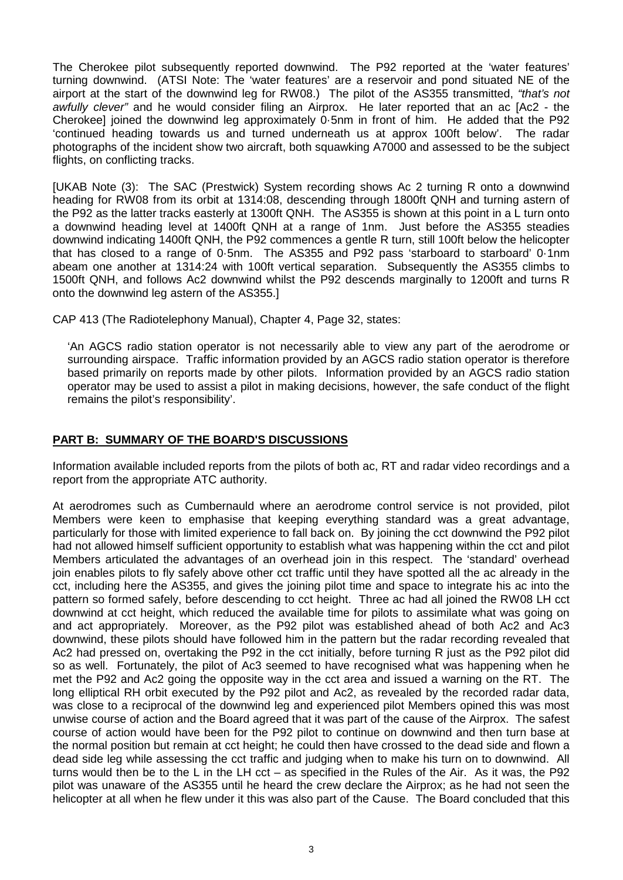The Cherokee pilot subsequently reported downwind. The P92 reported at the 'water features' turning downwind. (ATSI Note: The 'water features' are a reservoir and pond situated NE of the airport at the start of the downwind leg for RW08.) The pilot of the AS355 transmitted, *"that's not awfully clever"* and he would consider filing an Airprox. He later reported that an ac [Ac2 - the Cherokee] joined the downwind leg approximately 0·5nm in front of him. He added that the P92 'continued heading towards us and turned underneath us at approx 100ft below'. The radar photographs of the incident show two aircraft, both squawking A7000 and assessed to be the subject flights, on conflicting tracks.

[UKAB Note (3): The SAC (Prestwick) System recording shows Ac 2 turning R onto a downwind heading for RW08 from its orbit at 1314:08, descending through 1800ft QNH and turning astern of the P92 as the latter tracks easterly at 1300ft QNH. The AS355 is shown at this point in a L turn onto a downwind heading level at 1400ft QNH at a range of 1nm. Just before the AS355 steadies downwind indicating 1400ft QNH, the P92 commences a gentle R turn, still 100ft below the helicopter that has closed to a range of 0·5nm. The AS355 and P92 pass 'starboard to starboard' 0·1nm abeam one another at 1314:24 with 100ft vertical separation. Subsequently the AS355 climbs to 1500ft QNH, and follows Ac2 downwind whilst the P92 descends marginally to 1200ft and turns R onto the downwind leg astern of the AS355.]

CAP 413 (The Radiotelephony Manual), Chapter 4, Page 32, states:

> 'An AGCS radio station operator is not necessarily able to view any part of the aerodrome or surrounding airspace. Traffic information provided by an AGCS radio station operator is therefore based primarily on reports made by other pilots. Information provided by an AGCS radio station operator may be used to assist a pilot in making decisions, however, the safe conduct of the flight remains the pilot's responsibility'.

## PART B: SUMMARY OF THE BOARD'S DISCUSSIONS

Information available included reports from the pilots of both ac, RT and radar video recordings and a report from the appropriate ATC authority.

At aerodromes such as Cumbernauld where an aerodrome control service is not provided, pilot Members were keen to emphasise that keeping everything standard was a great advantage, particularly for those with limited experience to fall back on. By joining the cct downwind the P92 pilot had not allowed himself sufficient opportunity to establish what was happening within the cct and pilot Members articulated the advantages of an overhead join in this respect. The 'standard' overhead join enables pilots to fly safely above other cct traffic until they have spotted all the ac already in the cct, including here the AS355, and gives the joining pilot time and space to integrate his ac into the pattern so formed safely, before descending to cct height. Three ac had all joined the RW08 LH cct downwind at cct height, which reduced the available time for pilots to assimilate what was going on and act appropriately. Moreover, as the P92 pilot was established ahead of both Ac2 and Ac3 downwind, these pilots should have followed him in the pattern but the radar recording revealed that Ac2 had pressed on, overtaking the P92 in the cct initially, before turning R just as the P92 pilot did so as well. Fortunately, the pilot of Ac3 seemed to have recognised what was happening when he met the P92 and Ac2 going the opposite way in the cct area and issued a warning on the RT. The long elliptical RH orbit executed by the P92 pilot and Ac2, as revealed by the recorded radar data, was close to a reciprocal of the downwind leg and experienced pilot Members opined this was most unwise course of action and the Board agreed that it was part of the cause of the Airprox. The safest course of action would have been for the P92 pilot to continue on downwind and then turn base at the normal position but remain at cct height; he could then have crossed to the dead side and flown a dead side leg while assessing the cct traffic and judging when to make his turn on to downwind. All turns would then be to the L in the LH cct – as specified in the Rules of the Air. As it was, the P92 pilot was unaware of the AS355 until he heard the crew declare the Airprox; as he had not seen the helicopter at all when he flew under it this was also part of the Cause. The Board concluded that this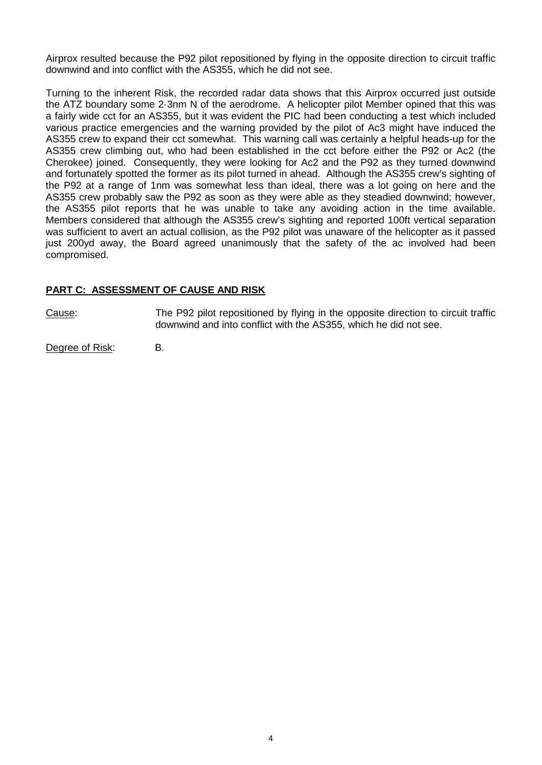Airprox resulted because the P92 pilot repositioned by flying in the opposite direction to circuit traffic downwind and into conflict with the AS355, which he did not see.

Turning to the inherent Risk, the recorded radar data shows that this Airprox occurred just outside the ATZ boundary some 2·3nm N of the aerodrome. A helicopter pilot Member opined that this was a fairly wide cct for an AS355, but it was evident the PIC had been conducting a test which included various practice emergencies and the warning provided by the pilot of Ac3 might have induced the AS355 crew to expand their cct somewhat. This warning call was certainly a helpful heads-up for the AS355 crew climbing out, who had been established in the cct before either the P92 or Ac2 (the Cherokee) joined. Consequently, they were looking for Ac2 and the P92 as they turned downwind and fortunately spotted the former as its pilot turned in ahead. Although the AS355 crew's sighting of the P92 at a range of 1nm was somewhat less than ideal, there was a lot going on here and the AS355 crew probably saw the P92 as soon as they were able as they steadied downwind; however, the AS355 pilot reports that he was unable to take any avoiding action in the time available. Members considered that although the AS355 crew's sighting and reported 100ft vertical separation was sufficient to avert an actual collision, as the P92 pilot was unaware of the helicopter as it passed just 200yd away, the Board agreed unanimously that the safety of the ac involved had been compromised.

## PART C: ASSESSMENT OF CAUSE AND RISK

Cause: The P92 pilot repositioned by flying in the opposite direction to circuit traffic downwind and into conflict with the AS355, which he did not see.

Degree of Risk: B.